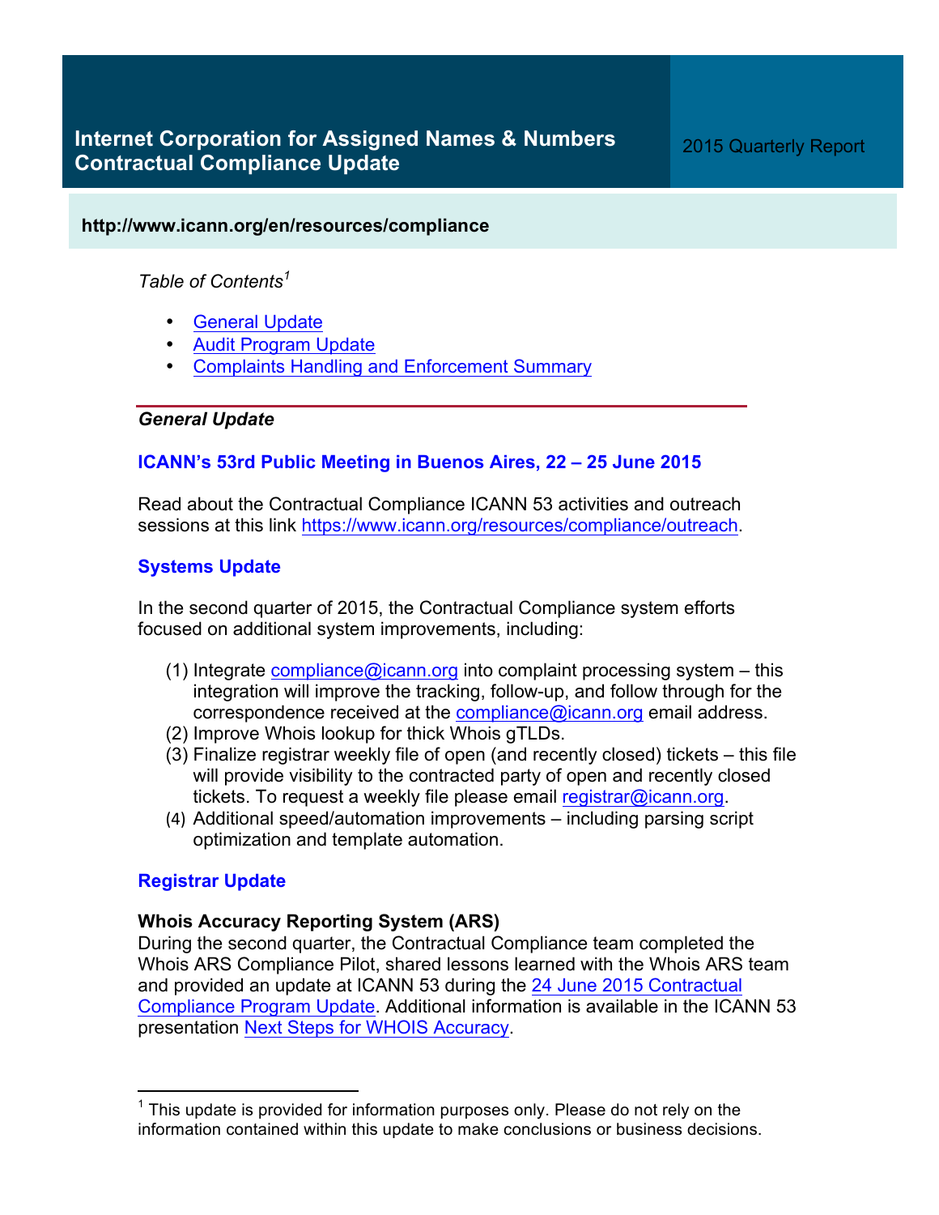# Internet Corporation for Assigned Names & Numbers Contractual Compliance Update

2015 Quarterly Report

**http://www.icann.org/en/resources/compliance**

*Table of Contents*[1]

- General Update
- Audit Program Update
- Complaints Handling and Enforcement Summary

---

***General Update***

### ICANN's 53rd Public Meeting in Buenos Aires, 22 – 25 June 2015

Read about the Contractual Compliance ICANN 53 activities and outreach sessions at this link https://www.icann.org/resources/compliance/outreach.

### Systems Update

In the second quarter of 2015, the Contractual Compliance system efforts focused on additional system improvements, including:

(1) Integrate compliance@icann.org into complaint processing system – this integration will improve the tracking, follow-up, and follow through for the correspondence received at the compliance@icann.org email address.
(2) Improve Whois lookup for thick Whois gTLDs.
(3) Finalize registrar weekly file of open (and recently closed) tickets – this file will provide visibility to the contracted party of open and recently closed tickets. To request a weekly file please email registrar@icann.org.
(4) Additional speed/automation improvements – including parsing script optimization and template automation.

### Registrar Update

**Whois Accuracy Reporting System (ARS)**
During the second quarter, the Contractual Compliance team completed the Whois ARS Compliance Pilot, shared lessons learned with the Whois ARS team and provided an update at ICANN 53 during the 24 June 2015 Contractual Compliance Program Update. Additional information is available in the ICANN 53 presentation Next Steps for WHOIS Accuracy.

---

[1] This update is provided for information purposes only. Please do not rely on the information contained within this update to make conclusions or business decisions.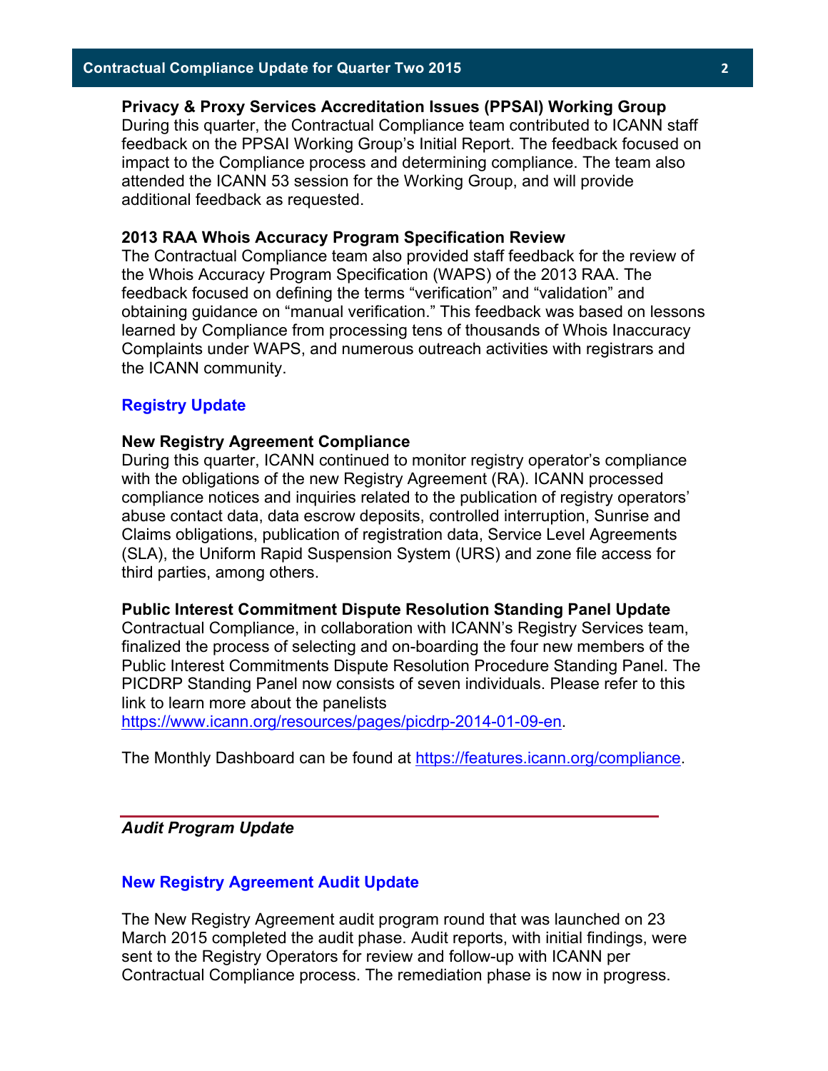### Privacy & Proxy Services Accreditation Issues (PPSAI) Working Group

During this quarter, the Contractual Compliance team contributed to ICANN staff feedback on the PPSAI Working Group's Initial Report. The feedback focused on impact to the Compliance process and determining compliance. The team also attended the ICANN 53 session for the Working Group, and will provide additional feedback as requested.

### 2013 RAA Whois Accuracy Program Specification Review

The Contractual Compliance team also provided staff feedback for the review of the Whois Accuracy Program Specification (WAPS) of the 2013 RAA. The feedback focused on defining the terms "verification" and "validation" and obtaining guidance on "manual verification." This feedback was based on lessons learned by Compliance from processing tens of thousands of Whois Inaccuracy Complaints under WAPS, and numerous outreach activities with registrars and the ICANN community.

## Registry Update

### New Registry Agreement Compliance

During this quarter, ICANN continued to monitor registry operator's compliance with the obligations of the new Registry Agreement (RA). ICANN processed compliance notices and inquiries related to the publication of registry operators' abuse contact data, data escrow deposits, controlled interruption, Sunrise and Claims obligations, publication of registration data, Service Level Agreements (SLA), the Uniform Rapid Suspension System (URS) and zone file access for third parties, among others.

### Public Interest Commitment Dispute Resolution Standing Panel Update

Contractual Compliance, in collaboration with ICANN's Registry Services team, finalized the process of selecting and on-boarding the four new members of the Public Interest Commitments Dispute Resolution Procedure Standing Panel. The PICDRP Standing Panel now consists of seven individuals. Please refer to this link to learn more about the panelists https://www.icann.org/resources/pages/picdrp-2014-01-09-en.

The Monthly Dashboard can be found at https://features.icann.org/compliance.

---

***Audit Program Update***

## New Registry Agreement Audit Update

The New Registry Agreement audit program round that was launched on 23 March 2015 completed the audit phase. Audit reports, with initial findings, were sent to the Registry Operators for review and follow-up with ICANN per Contractual Compliance process. The remediation phase is now in progress.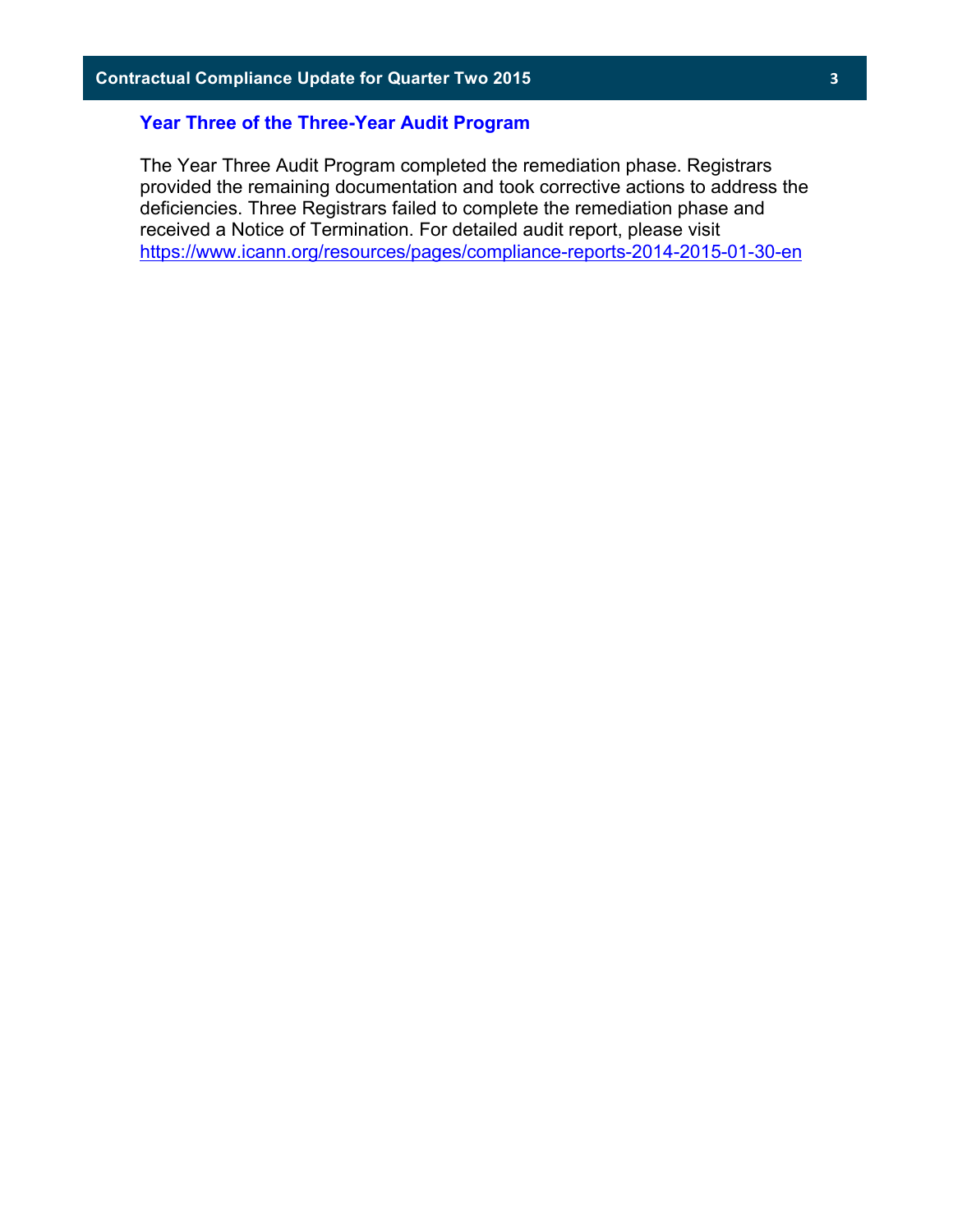## Year Three of the Three-Year Audit Program

The Year Three Audit Program completed the remediation phase. Registrars provided the remaining documentation and took corrective actions to address the deficiencies. Three Registrars failed to complete the remediation phase and received a Notice of Termination. For detailed audit report, please visit https://www.icann.org/resources/pages/compliance-reports-2014-2015-01-30-en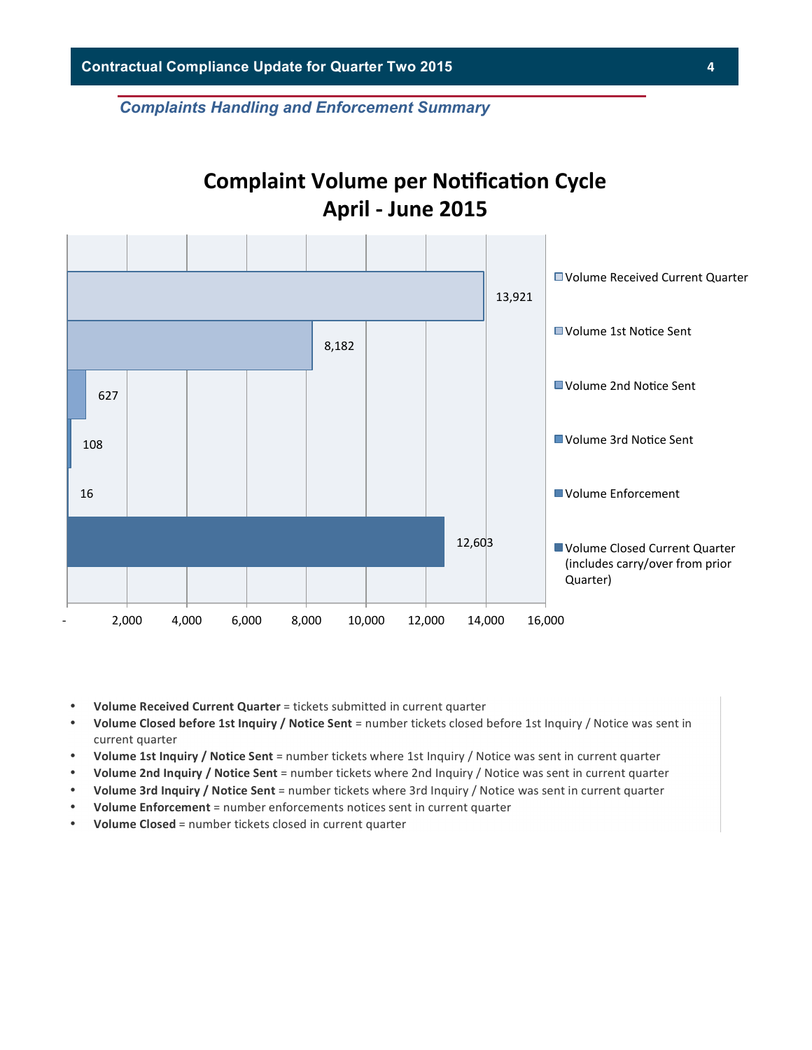## Complaints Handling and Enforcement Summary

**Complaint Volume per Notification Cycle**
**April - June 2015**

| Category | Volume |
|---|---|
| Volume Received Current Quarter | 13,921 |
| Volume 1st Notice Sent | 8,182 |
| Volume 2nd Notice Sent | 627 |
| Volume 3rd Notice Sent | 108 |
| Volume Enforcement | 16 |
| Volume Closed Current Quarter (includes carry/over from prior Quarter) | 12,603 |

- **Volume Received Current Quarter** = tickets submitted in current quarter
- **Volume Closed before 1st Inquiry / Notice Sent** = number tickets closed before 1st Inquiry / Notice was sent in current quarter
- **Volume 1st Inquiry / Notice Sent** = number tickets where 1st Inquiry / Notice was sent in current quarter
- **Volume 2nd Inquiry / Notice Sent** = number tickets where 2nd Inquiry / Notice was sent in current quarter
- **Volume 3rd Inquiry / Notice Sent** = number tickets where 3rd Inquiry / Notice was sent in current quarter
- **Volume Enforcement** = number enforcements notices sent in current quarter
- **Volume Closed** = number tickets closed in current quarter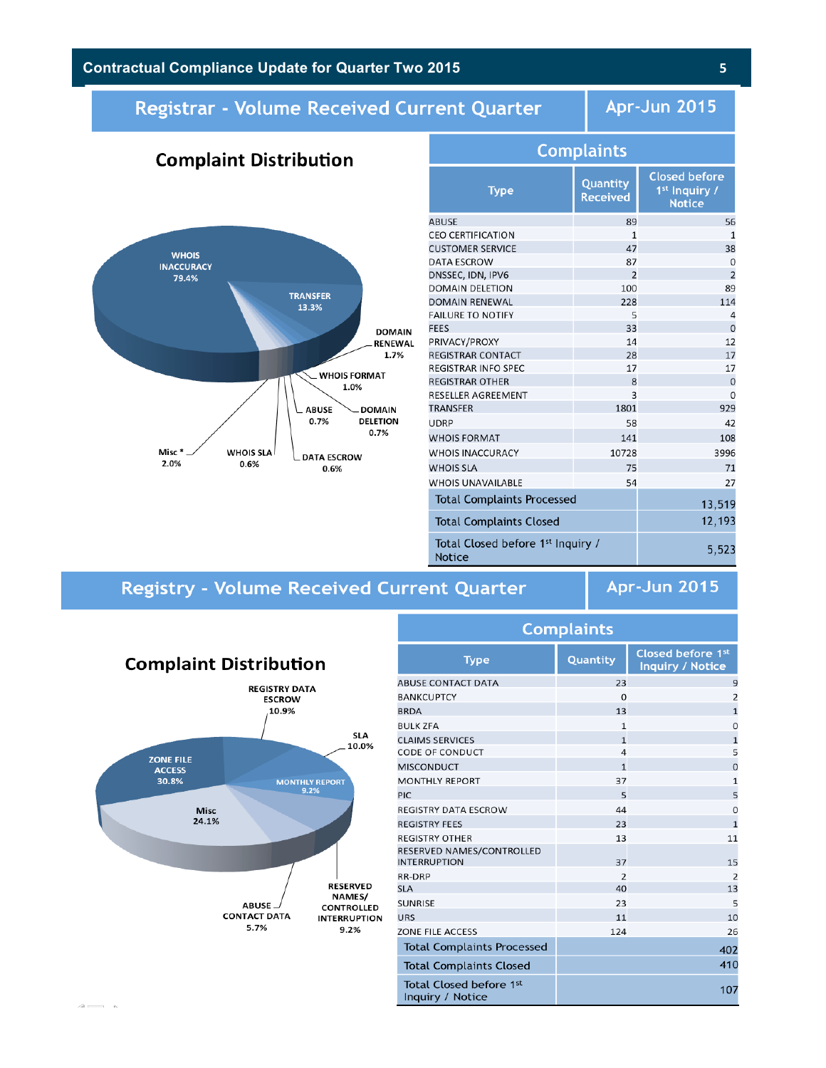## Registrar - Volume Received Current Quarter

**Apr-Jun 2015**

### Complaint Distribution

WHOIS INACCURACY 79.4%
TRANSFER 13.3%
DOMAIN RENEWAL 1.7%
WHOIS FORMAT 1.0%
ABUSE 0.7%
DOMAIN DELETION 0.7%
DATA ESCROW 0.6%
WHOIS SLA 0.6%
Misc * 2.0%

### Complaints

| Type | Quantity Received | Closed before 1st Inquiry / Notice |
|---|---|---|
| ABUSE | 89 | 56 |
| CEO CERTIFICATION | 1 | 1 |
| CUSTOMER SERVICE | 47 | 38 |
| DATA ESCROW | 87 | 0 |
| DNSSEC, IDN, IPV6 | 2 | 2 |
| DOMAIN DELETION | 100 | 89 |
| DOMAIN RENEWAL | 228 | 114 |
| FAILURE TO NOTIFY | 5 | 4 |
| FEES | 33 | 0 |
| PRIVACY/PROXY | 14 | 12 |
| REGISTRAR CONTACT | 28 | 17 |
| REGISTRAR INFO SPEC | 17 | 17 |
| REGISTRAR OTHER | 8 | 0 |
| RESELLER AGREEMENT | 3 | 0 |
| TRANSFER | 1801 | 929 |
| UDRP | 58 | 42 |
| WHOIS FORMAT | 141 | 108 |
| WHOIS INACCURACY | 10728 | 3996 |
| WHOIS SLA | 75 | 71 |
| WHOIS UNAVAILABLE | 54 | 27 |
| Total Complaints Processed | | 13,519 |
| Total Complaints Closed | | 12,193 |
| Total Closed before 1st Inquiry / Notice | | 5,523 |

## Registry - Volume Received Current Quarter

**Apr-Jun 2015**

### Complaint Distribution

ZONE FILE ACCESS 30.8%
Misc 24.1%
REGISTRY DATA ESCROW 10.9%
SLA 10.0%
MONTHLY REPORT 9.2%
RESERVED NAMES/ CONTROLLED INTERRUPTION 9.2%
ABUSE CONTACT DATA 5.7%

### Complaints

| Type | Quantity | Closed before 1st Inquiry / Notice |
|---|---|---|
| ABUSE CONTACT DATA | 23 | 9 |
| BANKCUPTCY | 0 | 2 |
| BRDA | 13 | 1 |
| BULK ZFA | 1 | 0 |
| CLAIMS SERVICES | 1 | 1 |
| CODE OF CONDUCT | 4 | 5 |
| MISCONDUCT | 1 | 0 |
| MONTHLY REPORT | 37 | 1 |
| PIC | 5 | 5 |
| REGISTRY DATA ESCROW | 44 | 0 |
| REGISTRY FEES | 23 | 1 |
| REGISTRY OTHER | 13 | 11 |
| RESERVED NAMES/CONTROLLED INTERRUPTION | 37 | 15 |
| RR-DRP | 2 | 2 |
| SLA | 40 | 13 |
| SUNRISE | 23 | 5 |
| URS | 11 | 10 |
| ZONE FILE ACCESS | 124 | 26 |
| Total Complaints Processed | | 402 |
| Total Complaints Closed | | 410 |
| Total Closed before 1st Inquiry / Notice | | 107 |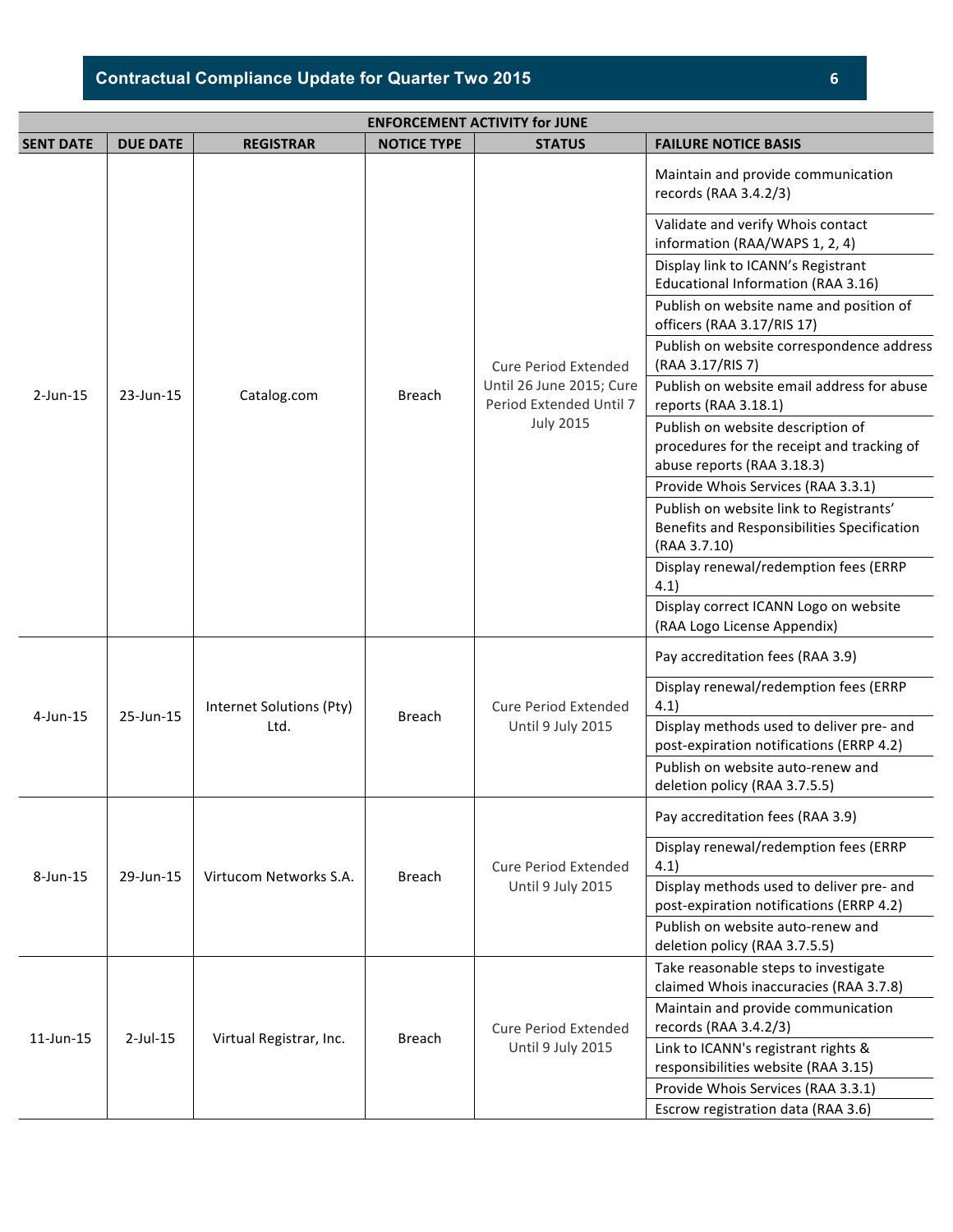| ENFORCEMENT ACTIVITY for JUNE | | | | | |
|---|---|---|---|---|---|
| **SENT DATE** | **DUE DATE** | **REGISTRAR** | **NOTICE TYPE** | **STATUS** | **FAILURE NOTICE BASIS** |
| 2-Jun-15 | 23-Jun-15 | Catalog.com | Breach | Cure Period Extended Until 26 June 2015; Cure Period Extended Until 7 July 2015 | Maintain and provide communication records (RAA 3.4.2/3)<br>Validate and verify Whois contact information (RAA/WAPS 1, 2, 4)<br>Display link to ICANN's Registrant Educational Information (RAA 3.16)<br>Publish on website name and position of officers (RAA 3.17/RIS 17)<br>Publish on website correspondence address (RAA 3.17/RIS 7)<br>Publish on website email address for abuse reports (RAA 3.18.1)<br>Publish on website description of procedures for the receipt and tracking of abuse reports (RAA 3.18.3)<br>Provide Whois Services (RAA 3.3.1)<br>Publish on website link to Registrants' Benefits and Responsibilities Specification (RAA 3.7.10)<br>Display renewal/redemption fees (ERRP 4.1)<br>Display correct ICANN Logo on website (RAA Logo License Appendix) |
| 4-Jun-15 | 25-Jun-15 | Internet Solutions (Pty) Ltd. | Breach | Cure Period Extended Until 9 July 2015 | Pay accreditation fees (RAA 3.9)<br>Display renewal/redemption fees (ERRP 4.1)<br>Display methods used to deliver pre- and post-expiration notifications (ERRP 4.2)<br>Publish on website auto-renew and deletion policy (RAA 3.7.5.5) |
| 8-Jun-15 | 29-Jun-15 | Virtucom Networks S.A. | Breach | Cure Period Extended Until 9 July 2015 | Pay accreditation fees (RAA 3.9)<br>Display renewal/redemption fees (ERRP 4.1)<br>Display methods used to deliver pre- and post-expiration notifications (ERRP 4.2)<br>Publish on website auto-renew and deletion policy (RAA 3.7.5.5) |
| 11-Jun-15 | 2-Jul-15 | Virtual Registrar, Inc. | Breach | Cure Period Extended Until 9 July 2015 | Take reasonable steps to investigate claimed Whois inaccuracies (RAA 3.7.8)<br>Maintain and provide communication records (RAA 3.4.2/3)<br>Link to ICANN's registrant rights & responsibilities website (RAA 3.15)<br>Provide Whois Services (RAA 3.3.1)<br>Escrow registration data (RAA 3.6) |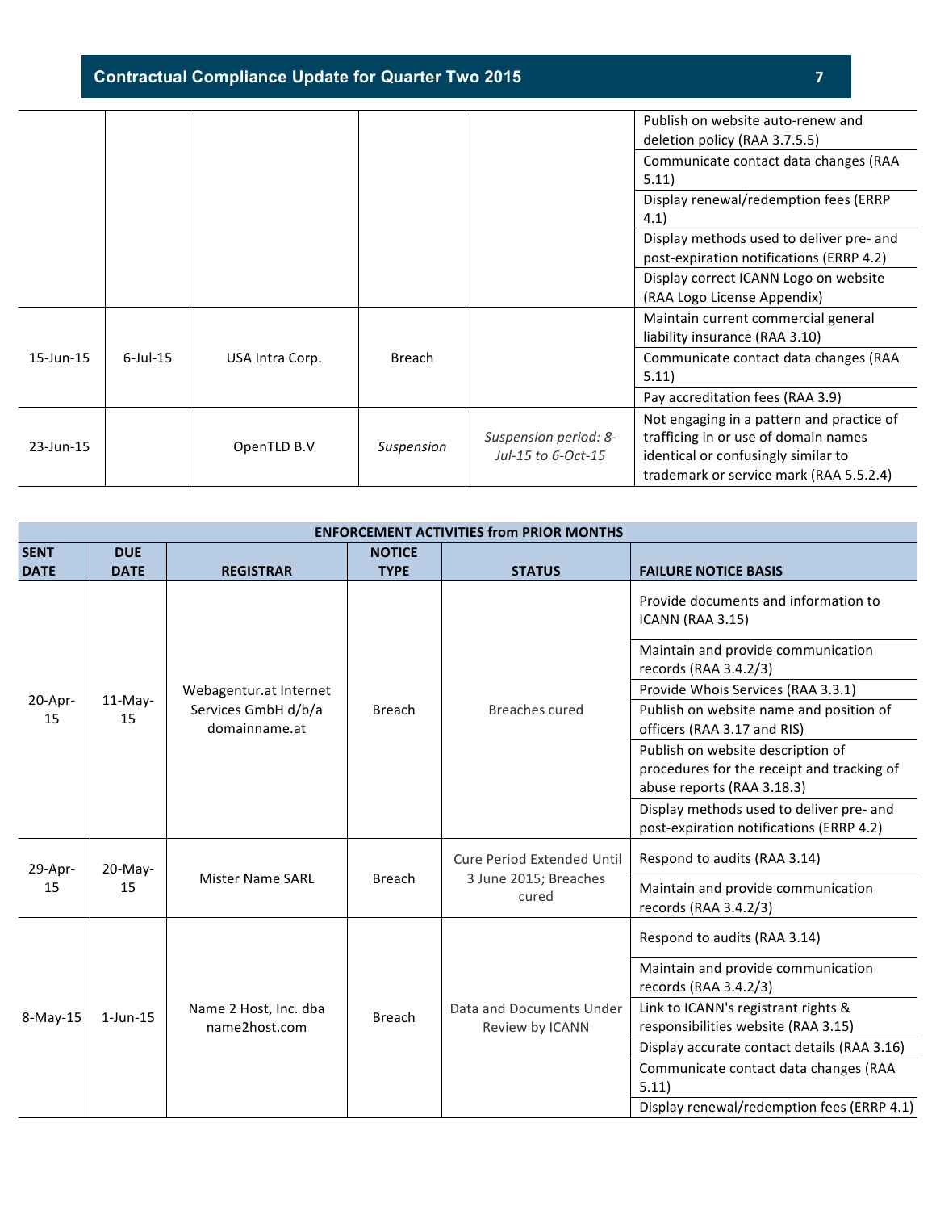| | | | | | |
|---|---|---|---|---|---|
| | | | | | Publish on website auto-renew and deletion policy (RAA 3.7.5.5) |
| | | | | | Communicate contact data changes (RAA 5.11) |
| | | | | | Display renewal/redemption fees (ERRP 4.1) |
| | | | | | Display methods used to deliver pre- and post-expiration notifications (ERRP 4.2) |
| | | | | | Display correct ICANN Logo on website (RAA Logo License Appendix) |
| 15-Jun-15 | 6-Jul-15 | USA Intra Corp. | Breach | | Maintain current commercial general liability insurance (RAA 3.10) |
| | | | | | Communicate contact data changes (RAA 5.11) |
| | | | | | Pay accreditation fees (RAA 3.9) |
| 23-Jun-15 | | OpenTLD B.V | *Suspension* | *Suspension period: 8-Jul-15 to 6-Oct-15* | Not engaging in a pattern and practice of trafficing in or use of domain names identical or confusingly similar to trademark or service mark (RAA 5.5.2.4) |

| ENFORCEMENT ACTIVITIES from PRIOR MONTHS | | | | | |
|---|---|---|---|---|---|
| **SENT DATE** | **DUE DATE** | **REGISTRAR** | **NOTICE TYPE** | **STATUS** | **FAILURE NOTICE BASIS** |
| 20-Apr-15 | 11-May-15 | Webagentur.at Internet Services GmbH d/b/a domainname.at | Breach | Breaches cured | Provide documents and information to ICANN (RAA 3.15) |
| | | | | | Maintain and provide communication records (RAA 3.4.2/3) |
| | | | | | Provide Whois Services (RAA 3.3.1) |
| | | | | | Publish on website name and position of officers (RAA 3.17 and RIS) |
| | | | | | Publish on website description of procedures for the receipt and tracking of abuse reports (RAA 3.18.3) |
| | | | | | Display methods used to deliver pre- and post-expiration notifications (ERRP 4.2) |
| 29-Apr-15 | 20-May-15 | Mister Name SARL | Breach | Cure Period Extended Until 3 June 2015; Breaches cured | Respond to audits (RAA 3.14) |
| | | | | | Maintain and provide communication records (RAA 3.4.2/3) |
| 8-May-15 | 1-Jun-15 | Name 2 Host, Inc. dba name2host.com | Breach | Data and Documents Under Review by ICANN | Respond to audits (RAA 3.14) |
| | | | | | Maintain and provide communication records (RAA 3.4.2/3) |
| | | | | | Link to ICANN's registrant rights & responsibilities website (RAA 3.15) |
| | | | | | Display accurate contact details (RAA 3.16) |
| | | | | | Communicate contact data changes (RAA 5.11) |
| | | | | | Display renewal/redemption fees (ERRP 4.1) |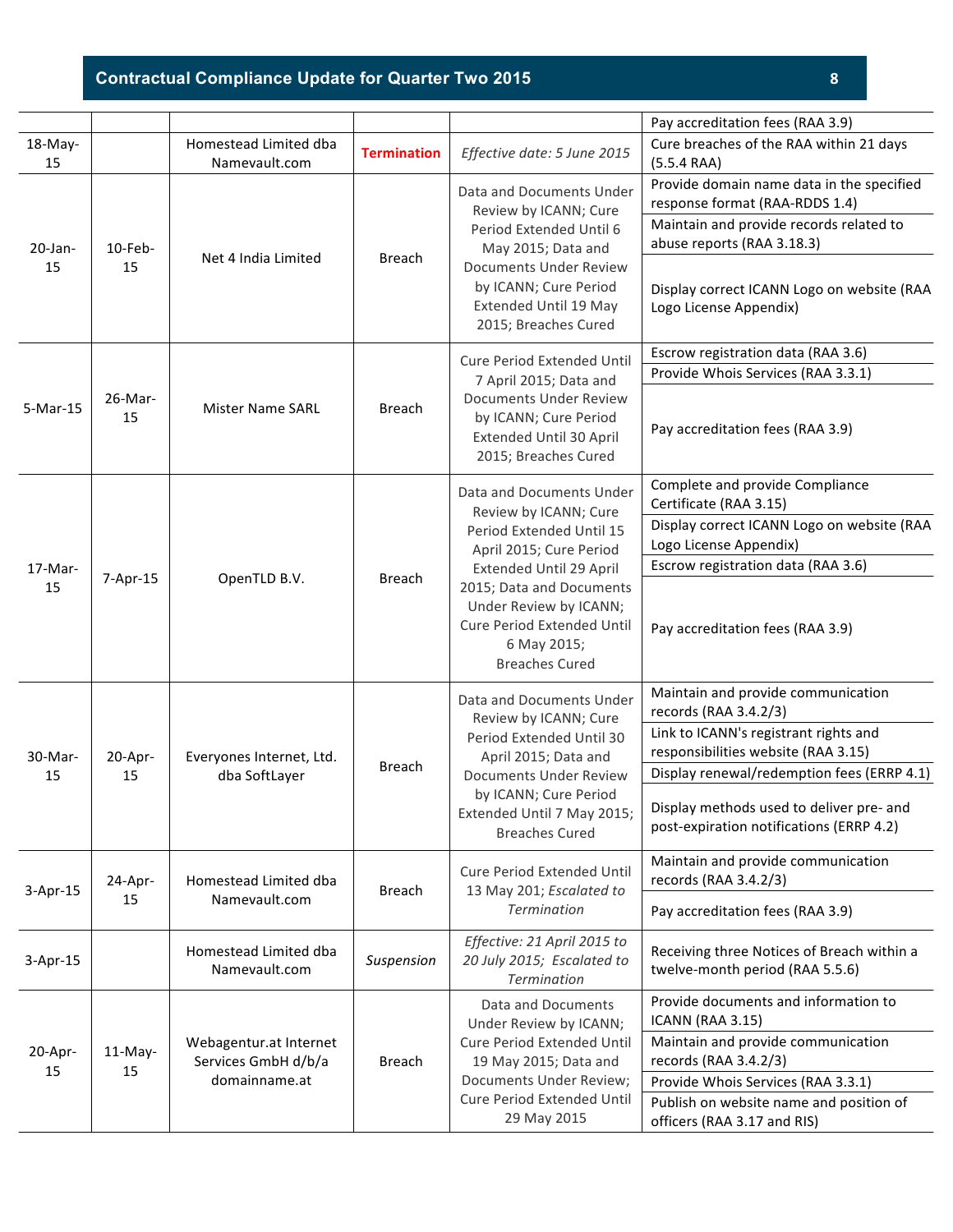| | | | | | |
|---|---|---|---|---|---|
| | | | | | Pay accreditation fees (RAA 3.9) |
| 18-May-15 | | Homestead Limited dba Namevault.com | **Termination** | *Effective date: 5 June 2015* | Cure breaches of the RAA within 21 days (5.5.4 RAA) |
| 20-Jan-15 | 10-Feb-15 | Net 4 India Limited | Breach | Data and Documents Under Review by ICANN; Cure Period Extended Until 6 May 2015; Data and Documents Under Review by ICANN; Cure Period Extended Until 19 May 2015; Breaches Cured | Provide domain name data in the specified response format (RAA-RDDS 1.4) |
| | | | | | Maintain and provide records related to abuse reports (RAA 3.18.3) |
| | | | | | Display correct ICANN Logo on website (RAA Logo License Appendix) |
| 5-Mar-15 | 26-Mar-15 | Mister Name SARL | Breach | Cure Period Extended Until 7 April 2015; Data and Documents Under Review by ICANN; Cure Period Extended Until 30 April 2015; Breaches Cured | Escrow registration data (RAA 3.6) |
| | | | | | Provide Whois Services (RAA 3.3.1) |
| | | | | | Pay accreditation fees (RAA 3.9) |
| 17-Mar-15 | 7-Apr-15 | OpenTLD B.V. | Breach | Data and Documents Under Review by ICANN; Cure Period Extended Until 15 April 2015; Cure Period Extended Until 29 April 2015; Data and Documents Under Review by ICANN; Cure Period Extended Until 6 May 2015; Breaches Cured | Complete and provide Compliance Certificate (RAA 3.15) |
| | | | | | Display correct ICANN Logo on website (RAA Logo License Appendix) |
| | | | | | Escrow registration data (RAA 3.6) |
| | | | | | Pay accreditation fees (RAA 3.9) |
| 30-Mar-15 | 20-Apr-15 | Everyones Internet, Ltd. dba SoftLayer | Breach | Data and Documents Under Review by ICANN; Cure Period Extended Until 30 April 2015; Data and Documents Under Review by ICANN; Cure Period Extended Until 7 May 2015; Breaches Cured | Maintain and provide communication records (RAA 3.4.2/3) |
| | | | | | Link to ICANN's registrant rights and responsibilities website (RAA 3.15) |
| | | | | | Display renewal/redemption fees (ERRP 4.1) |
| | | | | | Display methods used to deliver pre- and post-expiration notifications (ERRP 4.2) |
| 3-Apr-15 | 24-Apr-15 | Homestead Limited dba Namevault.com | Breach | Cure Period Extended Until 13 May 201; *Escalated to Termination* | Maintain and provide communication records (RAA 3.4.2/3) |
| | | | | | Pay accreditation fees (RAA 3.9) |
| 3-Apr-15 | | Homestead Limited dba Namevault.com | *Suspension* | *Effective: 21 April 2015 to 20 July 2015; Escalated to Termination* | Receiving three Notices of Breach within a twelve-month period (RAA 5.5.6) |
| 20-Apr-15 | 11-May-15 | Webagentur.at Internet Services GmbH d/b/a domainname.at | Breach | Data and Documents Under Review by ICANN; Cure Period Extended Until 19 May 2015; Data and Documents Under Review; Cure Period Extended Until 29 May 2015 | Provide documents and information to ICANN (RAA 3.15) |
| | | | | | Maintain and provide communication records (RAA 3.4.2/3) |
| | | | | | Provide Whois Services (RAA 3.3.1) |
| | | | | | Publish on website name and position of officers (RAA 3.17 and RIS) |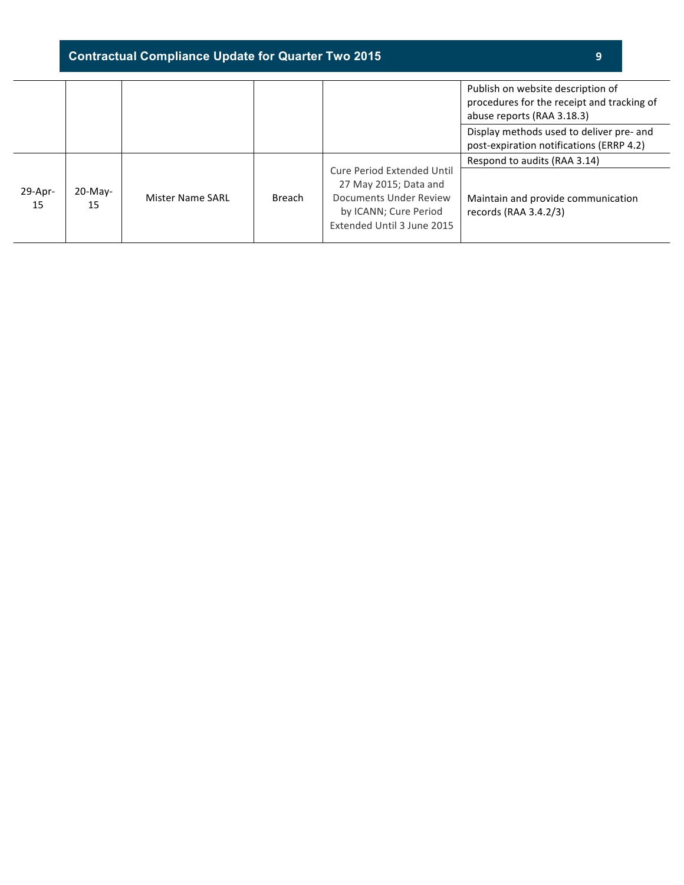| | | | | | |
|---|---|---|---|---|---|
| | | | | | Publish on website description of procedures for the receipt and tracking of abuse reports (RAA 3.18.3) |
| | | | | | Display methods used to deliver pre- and post-expiration notifications (ERRP 4.2) |
| 29-Apr-15 | 20-May-15 | Mister Name SARL | Breach | Cure Period Extended Until 27 May 2015; Data and Documents Under Review by ICANN; Cure Period Extended Until 3 June 2015 | Respond to audits (RAA 3.14) |
| | | | | | Maintain and provide communication records (RAA 3.4.2/3) |